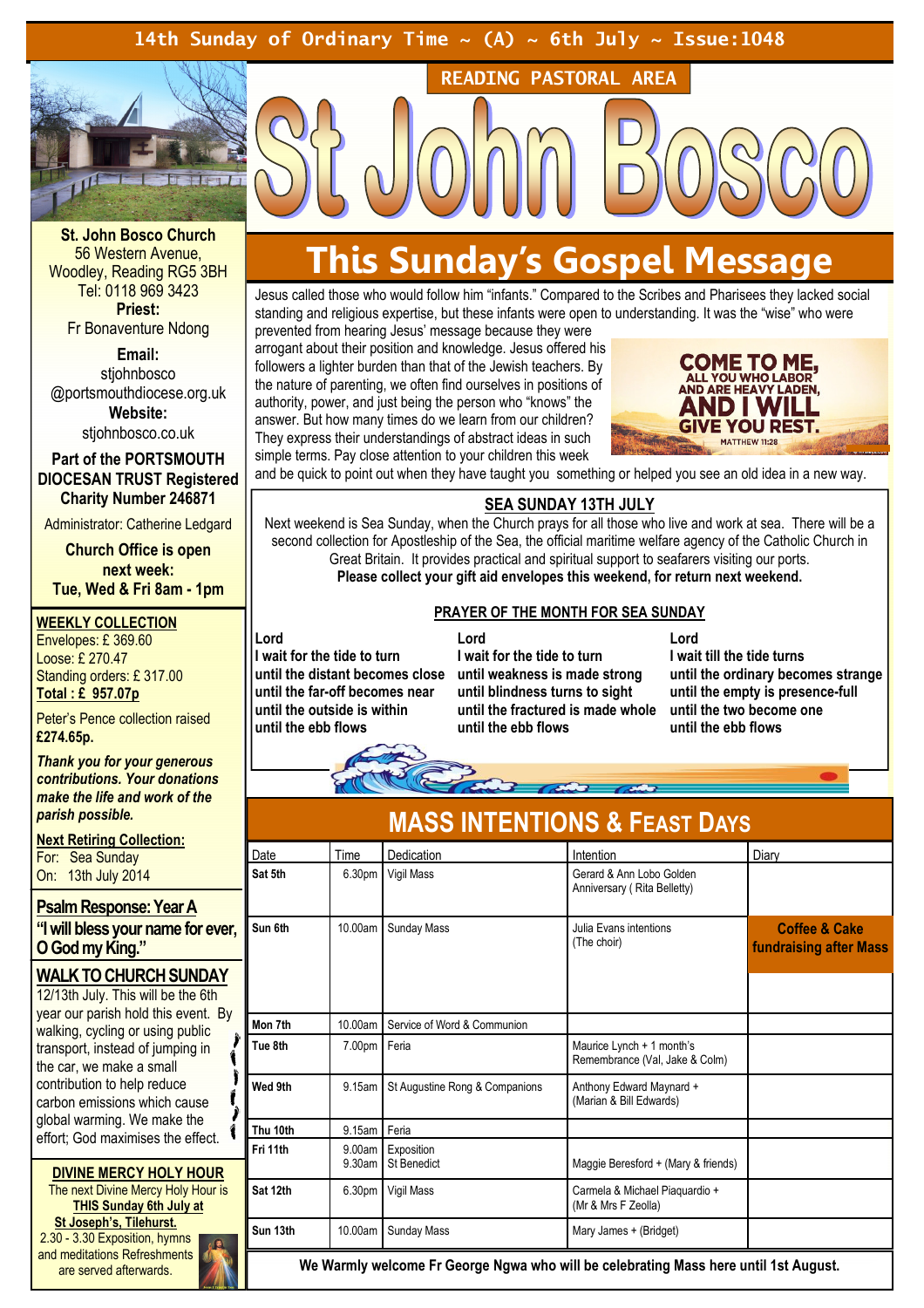14th Sunday of Ordinary Time ~ (A) ~ 6th July ~ Issue:1048

READING PASTORAL AREA

# St John Bosco

**St. John Bosco Church**
56 Western Avenue,
Woodley, Reading RG5 3BH
Tel: 0118 969 3423
**Priest:**
Fr Bonaventure Ndong

**Email:**
stjohnbosco
@portsmouthdiocese.org.uk
**Website:**
stjohnbosco.co.uk

**Part of the PORTSMOUTH DIOCESAN TRUST Registered Charity Number 246871**

Administrator: Catherine Ledgard

**Church Office is open next week:**
**Tue, Wed & Fri 8am - 1pm**

## This Sunday's Gospel Message

Jesus called those who would follow him "infants." Compared to the Scribes and Pharisees they lacked social standing and religious expertise, but these infants were open to understanding. It was the "wise" who were prevented from hearing Jesus' message because they were arrogant about their position and knowledge. Jesus offered his followers a lighter burden than that of the Jewish teachers. By the nature of parenting, we often find ourselves in positions of authority, power, and just being the person who "knows" the answer. But how many times do we learn from our children? They express their understandings of abstract ideas in such simple terms. Pay close attention to your children this week and be quick to point out when they have taught you something or helped you see an old idea in a new way.

COME TO ME, ALL YOU WHO LABOR AND ARE HEAVY LADEN, AND I WILL GIVE YOU REST. MATTHEW 11:28

### SEA SUNDAY 13TH JULY

Next weekend is Sea Sunday, when the Church prays for all those who live and work at sea. There will be a second collection for Apostleship of the Sea, the official maritime welfare agency of the Catholic Church in Great Britain. It provides practical and spiritual support to seafarers visiting our ports.
**Please collect your gift aid envelopes this weekend, for return next weekend.**

### PRAYER OF THE MONTH FOR SEA SUNDAY

**Lord**
**I wait for the tide to turn**
**until the distant becomes close**
**until the far-off becomes near**
**until the outside is within**
**until the ebb flows**

**Lord**
**I wait for the tide to turn**
**until weakness is made strong**
**until blindness turns to sight**
**until the fractured is made whole**
**until the ebb flows**

**Lord**
**I wait till the tide turns**
**until the ordinary becomes strange**
**until the empty is presence-full**
**until the two become one**
**until the ebb flows**

### WEEKLY COLLECTION

Envelopes: £ 369.60
Loose: £ 270.47
Standing orders: £ 317.00
**Total : £ 957.07p**

Peter's Pence collection raised **£274.65p.**

***Thank you for your generous contributions. Your donations make the life and work of the parish possible.***

**Next Retiring Collection:**
For: Sea Sunday
On: 13th July 2014

### Psalm Response: Year A

**"I will bless your name for ever, O God my King."**

### WALK TO CHURCH SUNDAY

12/13th July. This will be the 6th year our parish hold this event. By walking, cycling or using public transport, instead of jumping in the car, we make a small contribution to help reduce carbon emissions which cause global warming. We make the effort; God maximises the effect.

### DIVINE MERCY HOLY HOUR

The next Divine Mercy Holy Hour is **THIS Sunday 6th July at St Joseph's, Tilehurst.**
2.30 - 3.30 Exposition, hymns and meditations Refreshments are served afterwards.

## MASS INTENTIONS & FEAST DAYS

| Date | Time | Dedication | Intention | Diary |
|---|---|---|---|---|
| Sat 5th | 6.30pm | Vigil Mass | Gerard & Ann Lobo Golden Anniversary ( Rita Belletty) | |
| Sun 6th | 10.00am | Sunday Mass | Julia Evans intentions (The choir) | **Coffee & Cake fundraising after Mass** |
| Mon 7th | 10.00am | Service of Word & Communion | | |
| Tue 8th | 7.00pm | Feria | Maurice Lynch + 1 month's Remembrance (Val, Jake & Colm) | |
| Wed 9th | 9.15am | St Augustine Rong & Companions | Anthony Edward Maynard + (Marian & Bill Edwards) | |
| Thu 10th | 9.15am | Feria | | |
| Fri 11th | 9.00am<br>9.30am | Exposition<br>St Benedict | Maggie Beresford + (Mary & friends) | |
| Sat 12th | 6.30pm | Vigil Mass | Carmela & Michael Piaquardio + (Mr & Mrs F Zeolla) | |
| Sun 13th | 10.00am | Sunday Mass | Mary James + (Bridget) | |

**We Warmly welcome Fr George Ngwa who will be celebrating Mass here until 1st August.**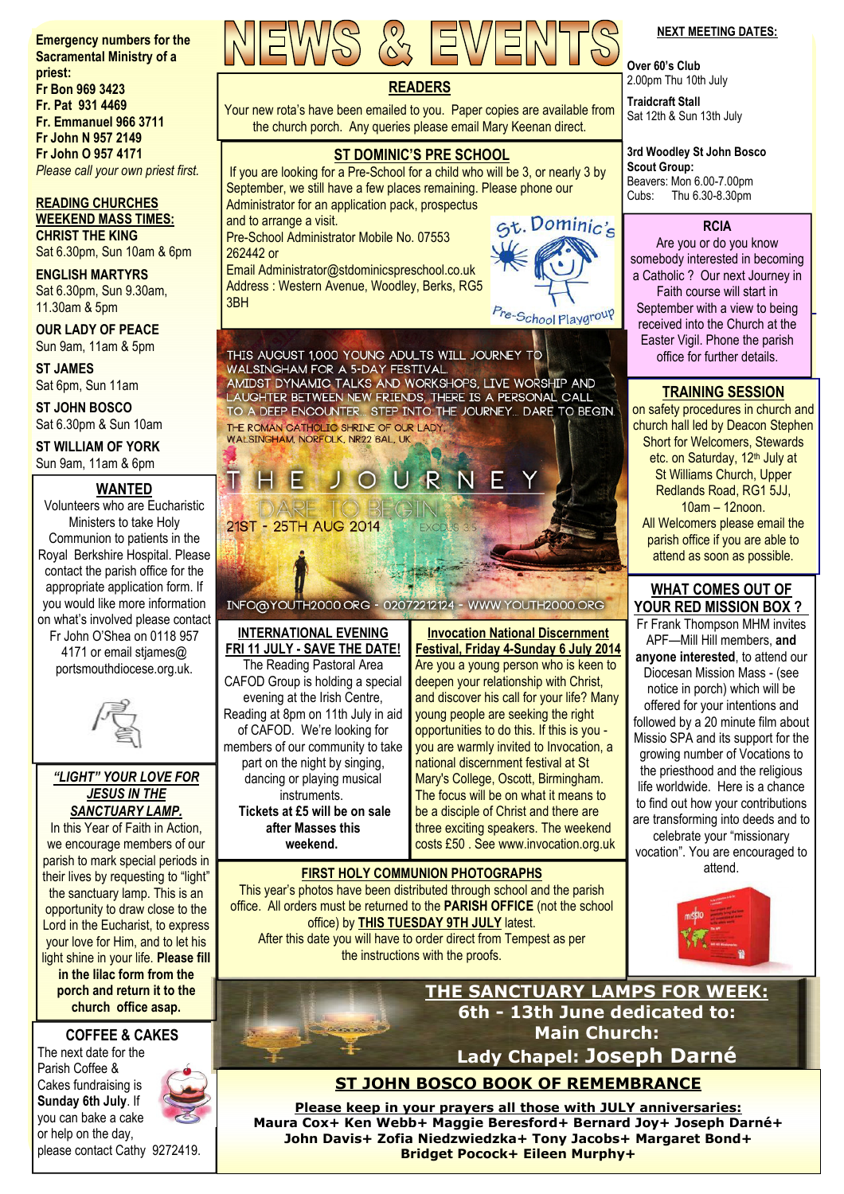# NEWS & EVENTS

**Emergency numbers for the Sacramental Ministry of a priest:**
**Fr Bon 969 3423**
**Fr. Pat 931 4469**
**Fr. Emmanuel 966 3711**
**Fr John N 957 2149**
**Fr John O 957 4171**
*Please call your own priest first.*

## READING CHURCHES WEEKEND MASS TIMES:

**CHRIST THE KING**
Sat 6.30pm, Sun 10am & 6pm

**ENGLISH MARTYRS**
Sat 6.30pm, Sun 9.30am, 11.30am & 5pm

**OUR LADY OF PEACE**
Sun 9am, 11am & 5pm

**ST JAMES**
Sat 6pm, Sun 11am

**ST JOHN BOSCO**
Sat 6.30pm & Sun 10am

**ST WILLIAM OF YORK**
Sun 9am, 11am & 6pm

## WANTED

Volunteers who are Eucharistic Ministers to take Holy Communion to patients in the Royal Berkshire Hospital. Please contact the parish office for the appropriate application form. If you would like more information on what's involved please contact Fr John O'Shea on 0118 957 4171 or email stjames@portsmouthdiocese.org.uk.

## *"LIGHT" YOUR LOVE FOR JESUS IN THE SANCTUARY LAMP.*

In this Year of Faith in Action, we encourage members of our parish to mark special periods in their lives by requesting to "light" the sanctuary lamp. This is an opportunity to draw close to the Lord in the Eucharist, to express your love for Him, and to let his light shine in your life. **Please fill in the lilac form from the porch and return it to the church office asap.**

## COFFEE & CAKES

The next date for the Parish Coffee & Cakes fundraising is **Sunday 6th July**. If you can bake a cake or help on the day, please contact Cathy 9272419.

## READERS

Your new rota's have been emailed to you. Paper copies are available from the church porch. Any queries please email Mary Keenan direct.

## ST DOMINIC'S PRE SCHOOL

If you are looking for a Pre-School for a child who will be 3, or nearly 3 by September, we still have a few places remaining. Please phone our Administrator for an application pack, prospectus and to arrange a visit.
Pre-School Administrator Mobile No. 07553 262442 or
Email Administrator@stdominicspreschool.co.uk
Address : Western Avenue, Woodley, Berks, RG5 3BH

St. Dominic's Pre-School Playgroup

THIS AUGUST 1,000 YOUNG ADULTS WILL JOURNEY TO WALSINGHAM FOR A 5-DAY FESTIVAL.
AMIDST DYNAMIC TALKS AND WORKSHOPS, LIVE WORSHIP AND LAUGHTER BETWEEN NEW FRIENDS, THERE IS A PERSONAL CALL TO A DEEP ENCOUNTER... STEP INTO THE JOURNEY... DARE TO BEGIN.
THE ROMAN CATHOLIC SHRINE OF OUR LADY, WALSINGHAM, NORFOLK, NR22 6AL, UK

THE JOURNEY
DARE TO BEGIN
21ST - 25TH AUG 2014
EXODUS 3:5

INFO@YOUTH2000.ORG - 02072221224 - WWW.YOUTH2000.ORG

## INTERNATIONAL EVENING FRI 11 JULY - SAVE THE DATE!

The Reading Pastoral Area CAFOD Group is holding a special evening at the Irish Centre, Reading at 8pm on 11th July in aid of CAFOD. We're looking for members of our community to take part on the night by singing, dancing or playing musical instruments.
**Tickets at £5 will be on sale after Masses this weekend.**

## Invocation National Discernment Festival, Friday 4-Sunday 6 July 2014

Are you a young person who is keen to deepen your relationship with Christ, and discover his call for your life? Many young people are seeking the right opportunities to do this. If this is you - you are warmly invited to Invocation, a national discernment festival at St Mary's College, Oscott, Birmingham. The focus will be on what it means to be a disciple of Christ and there are three exciting speakers. The weekend costs £50 . See www.invocation.org.uk

## FIRST HOLY COMMUNION PHOTOGRAPHS

This year's photos have been distributed through school and the parish office. All orders must be returned to the **PARISH OFFICE** (not the school office) by **THIS TUESDAY 9TH JULY** latest.
After this date you will have to order direct from Tempest as per the instructions with the proofs.

## NEXT MEETING DATES:

**Over 60's Club**
2.00pm Thu 10th July

**Traidcraft Stall**
Sat 12th & Sun 13th July

**3rd Woodley St John Bosco Scout Group:**
Beavers: Mon 6.00-7.00pm
Cubs: Thu 6.30-8.30pm

## RCIA

Are you or do you know somebody interested in becoming a Catholic ? Our next Journey in Faith course will start in September with a view to being received into the Church at the Easter Vigil. Phone the parish office for further details.

## TRAINING SESSION

on safety procedures in church and church hall led by Deacon Stephen Short for Welcomers, Stewards etc. on Saturday, 12th July at St Williams Church, Upper Redlands Road, RG1 5JJ, 10am – 12noon.
All Welcomers please email the parish office if you are able to attend as soon as possible.

## WHAT COMES OUT OF YOUR RED MISSION BOX ?

Fr Frank Thompson MHM invites APF—Mill Hill members, **and anyone interested**, to attend our Diocesan Mission Mass - (see notice in porch) which will be offered for your intentions and followed by a 20 minute film about Missio SPA and its support for the growing number of Vocations to the priesthood and the religious life worldwide. Here is a chance to find out how your contributions are transforming into deeds and to celebrate your "missionary vocation". You are encouraged to attend.

## THE SANCTUARY LAMPS FOR WEEK:

**6th - 13th June dedicated to:**
**Main Church:**
**Lady Chapel: Joseph Darné**

## ST JOHN BOSCO BOOK OF REMEMBRANCE

**Please keep in your prayers all those with JULY anniversaries:**
**Maura Cox+ Ken Webb+ Maggie Beresford+ Bernard Joy+ Joseph Darné+ John Davis+ Zofia Niedzwiedzka+ Tony Jacobs+ Margaret Bond+ Bridget Pocock+ Eileen Murphy+**